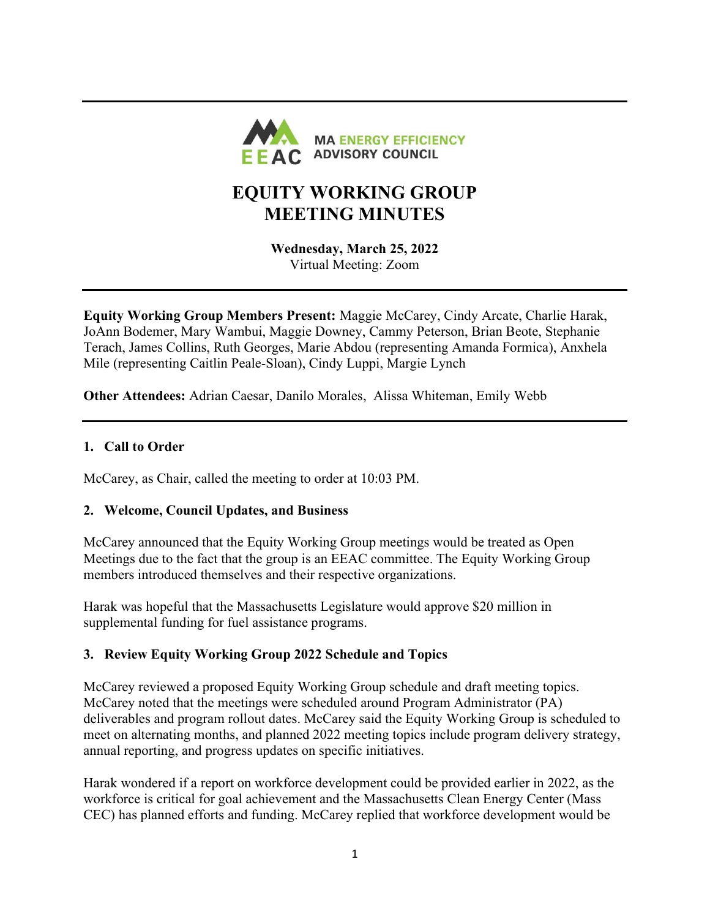MA ENERGY EFFICIENCY ADVISORY COUNCIL

# EQUITY WORKING GROUP MEETING MINUTES

**Wednesday, March 25, 2022**
Virtual Meeting: Zoom

**Equity Working Group Members Present:** Maggie McCarey, Cindy Arcate, Charlie Harak, JoAnn Bodemer, Mary Wambui, Maggie Downey, Cammy Peterson, Brian Beote, Stephanie Terach, James Collins, Ruth Georges, Marie Abdou (representing Amanda Formica), Anxhela Mile (representing Caitlin Peale-Sloan), Cindy Luppi, Margie Lynch

**Other Attendees:** Adrian Caesar, Danilo Morales, Alissa Whiteman, Emily Webb

### 1. Call to Order

McCarey, as Chair, called the meeting to order at 10:03 PM.

### 2. Welcome, Council Updates, and Business

McCarey announced that the Equity Working Group meetings would be treated as Open Meetings due to the fact that the group is an EEAC committee. The Equity Working Group members introduced themselves and their respective organizations.

Harak was hopeful that the Massachusetts Legislature would approve $20 million in supplemental funding for fuel assistance programs.

### 3. Review Equity Working Group 2022 Schedule and Topics

McCarey reviewed a proposed Equity Working Group schedule and draft meeting topics. McCarey noted that the meetings were scheduled around Program Administrator (PA) deliverables and program rollout dates. McCarey said the Equity Working Group is scheduled to meet on alternating months, and planned 2022 meeting topics include program delivery strategy, annual reporting, and progress updates on specific initiatives.

Harak wondered if a report on workforce development could be provided earlier in 2022, as the workforce is critical for goal achievement and the Massachusetts Clean Energy Center (Mass CEC) has planned efforts and funding. McCarey replied that workforce development would be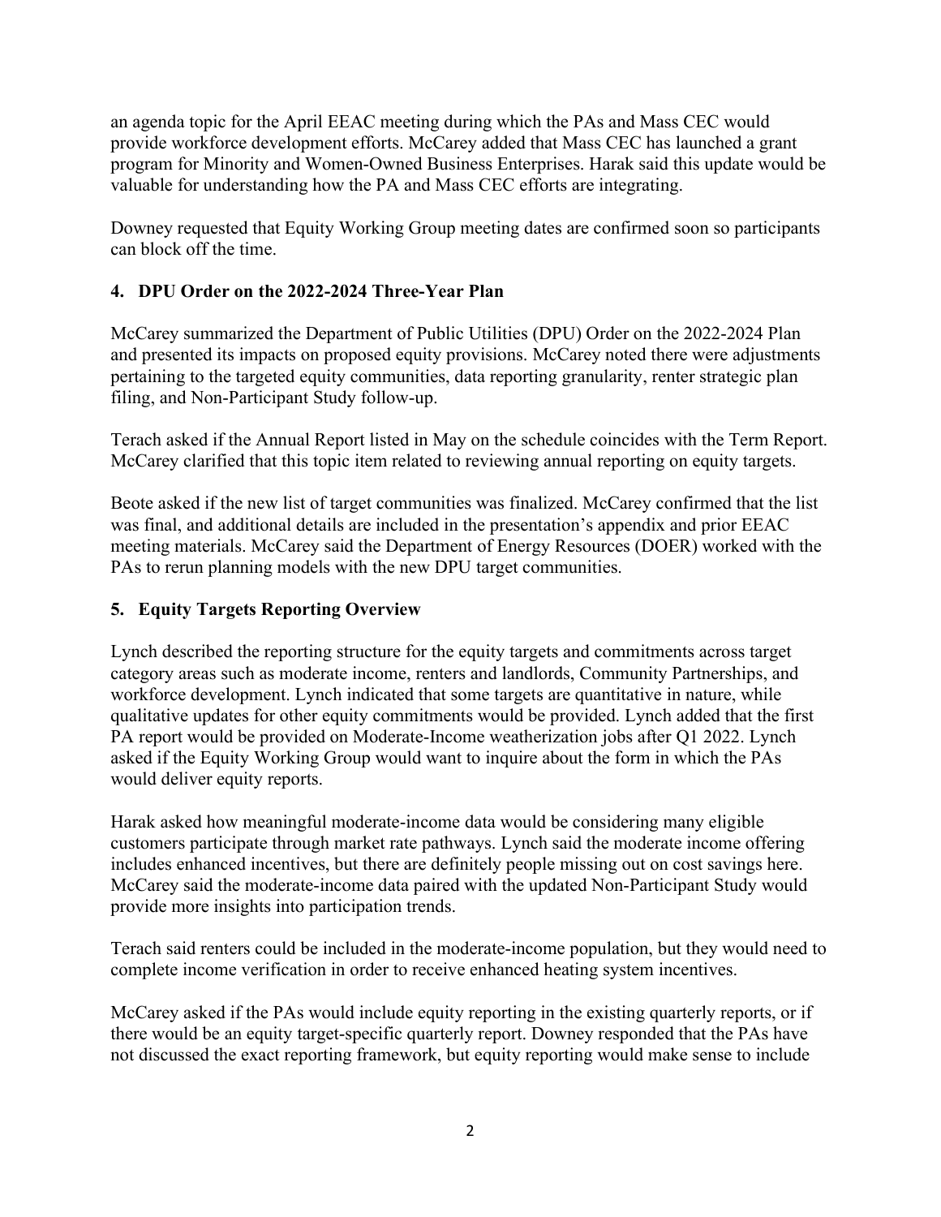an agenda topic for the April EEAC meeting during which the PAs and Mass CEC would provide workforce development efforts. McCarey added that Mass CEC has launched a grant program for Minority and Women-Owned Business Enterprises. Harak said this update would be valuable for understanding how the PA and Mass CEC efforts are integrating.

Downey requested that Equity Working Group meeting dates are confirmed soon so participants can block off the time.

## 4. DPU Order on the 2022-2024 Three-Year Plan

McCarey summarized the Department of Public Utilities (DPU) Order on the 2022-2024 Plan and presented its impacts on proposed equity provisions. McCarey noted there were adjustments pertaining to the targeted equity communities, data reporting granularity, renter strategic plan filing, and Non-Participant Study follow-up.

Terach asked if the Annual Report listed in May on the schedule coincides with the Term Report. McCarey clarified that this topic item related to reviewing annual reporting on equity targets.

Beote asked if the new list of target communities was finalized. McCarey confirmed that the list was final, and additional details are included in the presentation's appendix and prior EEAC meeting materials. McCarey said the Department of Energy Resources (DOER) worked with the PAs to rerun planning models with the new DPU target communities.

## 5. Equity Targets Reporting Overview

Lynch described the reporting structure for the equity targets and commitments across target category areas such as moderate income, renters and landlords, Community Partnerships, and workforce development. Lynch indicated that some targets are quantitative in nature, while qualitative updates for other equity commitments would be provided. Lynch added that the first PA report would be provided on Moderate-Income weatherization jobs after Q1 2022. Lynch asked if the Equity Working Group would want to inquire about the form in which the PAs would deliver equity reports.

Harak asked how meaningful moderate-income data would be considering many eligible customers participate through market rate pathways. Lynch said the moderate income offering includes enhanced incentives, but there are definitely people missing out on cost savings here. McCarey said the moderate-income data paired with the updated Non-Participant Study would provide more insights into participation trends.

Terach said renters could be included in the moderate-income population, but they would need to complete income verification in order to receive enhanced heating system incentives.

McCarey asked if the PAs would include equity reporting in the existing quarterly reports, or if there would be an equity target-specific quarterly report. Downey responded that the PAs have not discussed the exact reporting framework, but equity reporting would make sense to include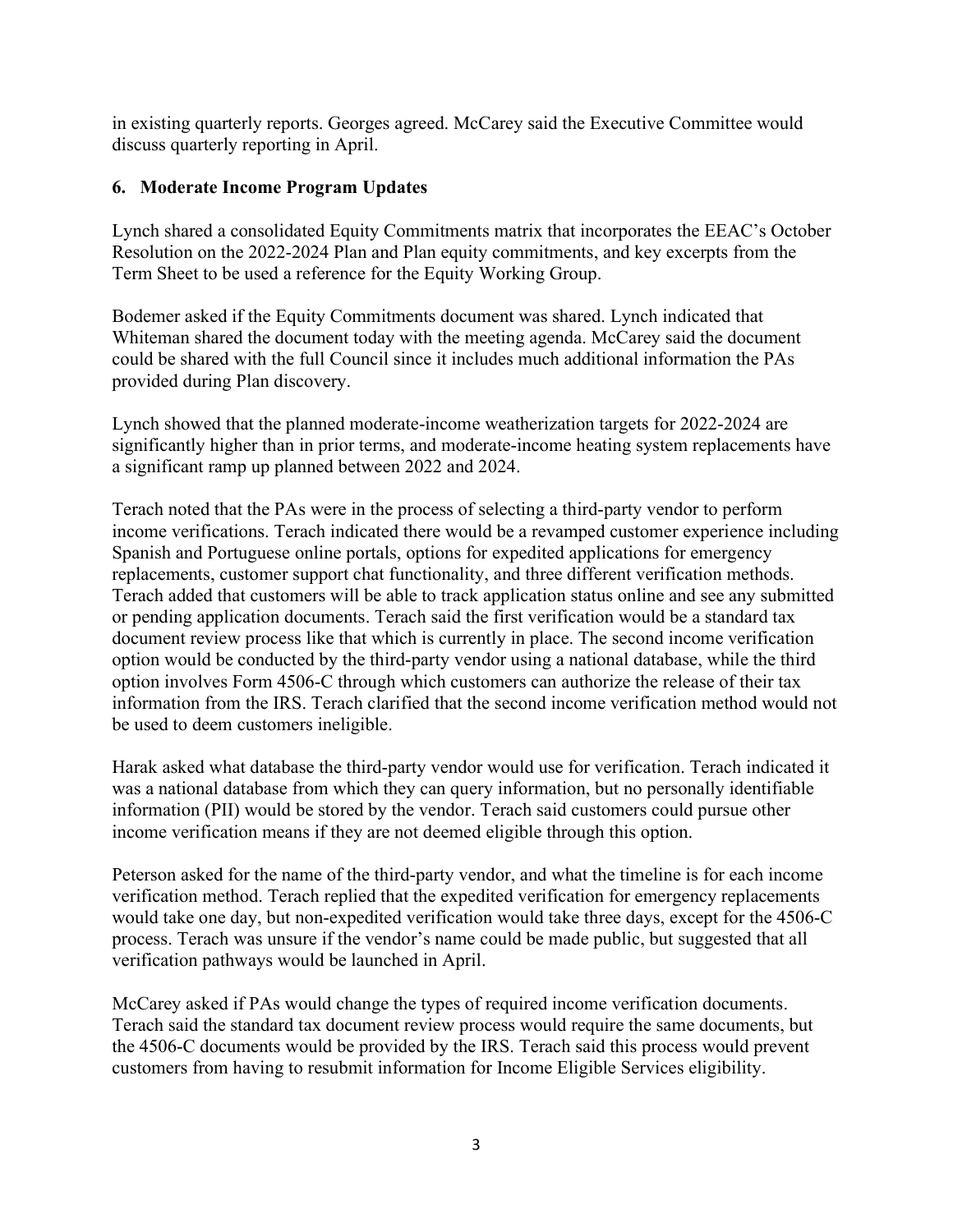in existing quarterly reports. Georges agreed. McCarey said the Executive Committee would discuss quarterly reporting in April.

## 6. Moderate Income Program Updates

Lynch shared a consolidated Equity Commitments matrix that incorporates the EEAC's October Resolution on the 2022-2024 Plan and Plan equity commitments, and key excerpts from the Term Sheet to be used a reference for the Equity Working Group.

Bodemer asked if the Equity Commitments document was shared. Lynch indicated that Whiteman shared the document today with the meeting agenda. McCarey said the document could be shared with the full Council since it includes much additional information the PAs provided during Plan discovery.

Lynch showed that the planned moderate-income weatherization targets for 2022-2024 are significantly higher than in prior terms, and moderate-income heating system replacements have a significant ramp up planned between 2022 and 2024.

Terach noted that the PAs were in the process of selecting a third-party vendor to perform income verifications. Terach indicated there would be a revamped customer experience including Spanish and Portuguese online portals, options for expedited applications for emergency replacements, customer support chat functionality, and three different verification methods. Terach added that customers will be able to track application status online and see any submitted or pending application documents. Terach said the first verification would be a standard tax document review process like that which is currently in place. The second income verification option would be conducted by the third-party vendor using a national database, while the third option involves Form 4506-C through which customers can authorize the release of their tax information from the IRS. Terach clarified that the second income verification method would not be used to deem customers ineligible.

Harak asked what database the third-party vendor would use for verification. Terach indicated it was a national database from which they can query information, but no personally identifiable information (PII) would be stored by the vendor. Terach said customers could pursue other income verification means if they are not deemed eligible through this option.

Peterson asked for the name of the third-party vendor, and what the timeline is for each income verification method. Terach replied that the expedited verification for emergency replacements would take one day, but non-expedited verification would take three days, except for the 4506-C process. Terach was unsure if the vendor's name could be made public, but suggested that all verification pathways would be launched in April.

McCarey asked if PAs would change the types of required income verification documents. Terach said the standard tax document review process would require the same documents, but the 4506-C documents would be provided by the IRS. Terach said this process would prevent customers from having to resubmit information for Income Eligible Services eligibility.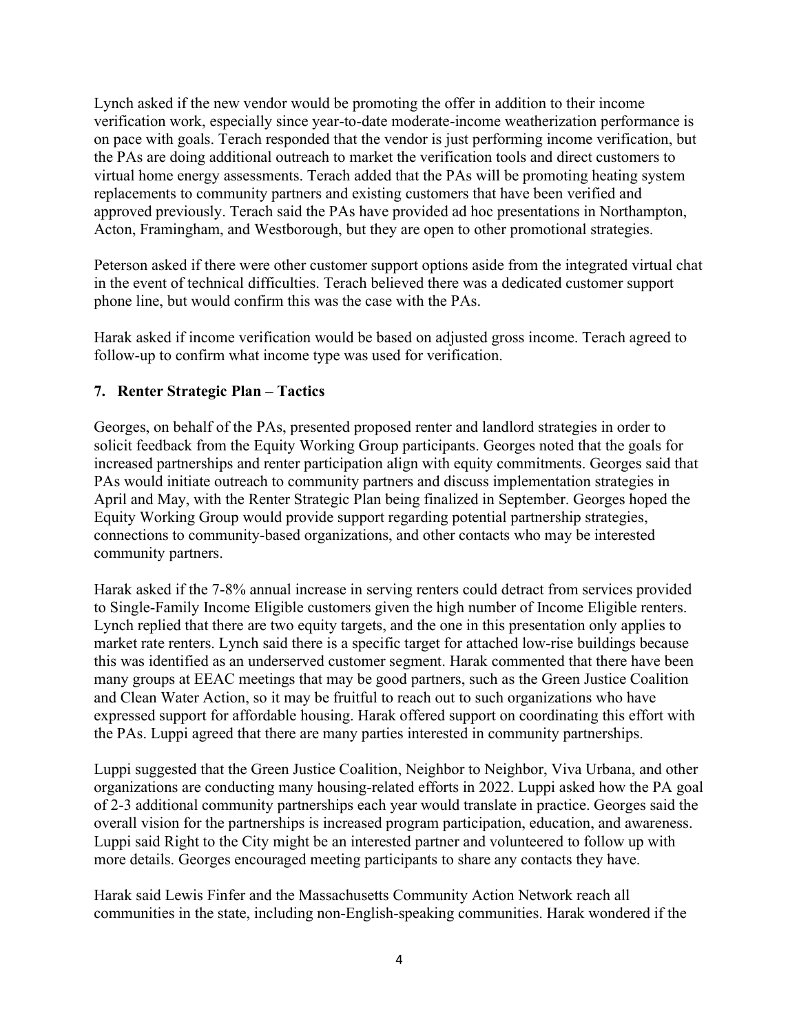Lynch asked if the new vendor would be promoting the offer in addition to their income verification work, especially since year-to-date moderate-income weatherization performance is on pace with goals. Terach responded that the vendor is just performing income verification, but the PAs are doing additional outreach to market the verification tools and direct customers to virtual home energy assessments. Terach added that the PAs will be promoting heating system replacements to community partners and existing customers that have been verified and approved previously. Terach said the PAs have provided ad hoc presentations in Northampton, Acton, Framingham, and Westborough, but they are open to other promotional strategies.

Peterson asked if there were other customer support options aside from the integrated virtual chat in the event of technical difficulties. Terach believed there was a dedicated customer support phone line, but would confirm this was the case with the PAs.

Harak asked if income verification would be based on adjusted gross income. Terach agreed to follow-up to confirm what income type was used for verification.

### 7. Renter Strategic Plan – Tactics

Georges, on behalf of the PAs, presented proposed renter and landlord strategies in order to solicit feedback from the Equity Working Group participants. Georges noted that the goals for increased partnerships and renter participation align with equity commitments. Georges said that PAs would initiate outreach to community partners and discuss implementation strategies in April and May, with the Renter Strategic Plan being finalized in September. Georges hoped the Equity Working Group would provide support regarding potential partnership strategies, connections to community-based organizations, and other contacts who may be interested community partners.

Harak asked if the 7-8% annual increase in serving renters could detract from services provided to Single-Family Income Eligible customers given the high number of Income Eligible renters. Lynch replied that there are two equity targets, and the one in this presentation only applies to market rate renters. Lynch said there is a specific target for attached low-rise buildings because this was identified as an underserved customer segment. Harak commented that there have been many groups at EEAC meetings that may be good partners, such as the Green Justice Coalition and Clean Water Action, so it may be fruitful to reach out to such organizations who have expressed support for affordable housing. Harak offered support on coordinating this effort with the PAs. Luppi agreed that there are many parties interested in community partnerships.

Luppi suggested that the Green Justice Coalition, Neighbor to Neighbor, Viva Urbana, and other organizations are conducting many housing-related efforts in 2022. Luppi asked how the PA goal of 2-3 additional community partnerships each year would translate in practice. Georges said the overall vision for the partnerships is increased program participation, education, and awareness. Luppi said Right to the City might be an interested partner and volunteered to follow up with more details. Georges encouraged meeting participants to share any contacts they have.

Harak said Lewis Finfer and the Massachusetts Community Action Network reach all communities in the state, including non-English-speaking communities. Harak wondered if the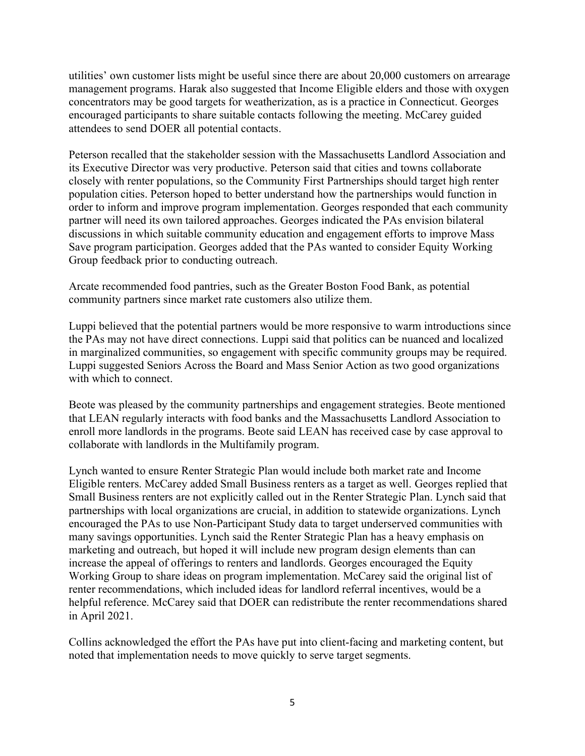utilities' own customer lists might be useful since there are about 20,000 customers on arrearage management programs. Harak also suggested that Income Eligible elders and those with oxygen concentrators may be good targets for weatherization, as is a practice in Connecticut. Georges encouraged participants to share suitable contacts following the meeting. McCarey guided attendees to send DOER all potential contacts.

Peterson recalled that the stakeholder session with the Massachusetts Landlord Association and its Executive Director was very productive. Peterson said that cities and towns collaborate closely with renter populations, so the Community First Partnerships should target high renter population cities. Peterson hoped to better understand how the partnerships would function in order to inform and improve program implementation. Georges responded that each community partner will need its own tailored approaches. Georges indicated the PAs envision bilateral discussions in which suitable community education and engagement efforts to improve Mass Save program participation. Georges added that the PAs wanted to consider Equity Working Group feedback prior to conducting outreach.

Arcate recommended food pantries, such as the Greater Boston Food Bank, as potential community partners since market rate customers also utilize them.

Luppi believed that the potential partners would be more responsive to warm introductions since the PAs may not have direct connections. Luppi said that politics can be nuanced and localized in marginalized communities, so engagement with specific community groups may be required. Luppi suggested Seniors Across the Board and Mass Senior Action as two good organizations with which to connect.

Beote was pleased by the community partnerships and engagement strategies. Beote mentioned that LEAN regularly interacts with food banks and the Massachusetts Landlord Association to enroll more landlords in the programs. Beote said LEAN has received case by case approval to collaborate with landlords in the Multifamily program.

Lynch wanted to ensure Renter Strategic Plan would include both market rate and Income Eligible renters. McCarey added Small Business renters as a target as well. Georges replied that Small Business renters are not explicitly called out in the Renter Strategic Plan. Lynch said that partnerships with local organizations are crucial, in addition to statewide organizations. Lynch encouraged the PAs to use Non-Participant Study data to target underserved communities with many savings opportunities. Lynch said the Renter Strategic Plan has a heavy emphasis on marketing and outreach, but hoped it will include new program design elements than can increase the appeal of offerings to renters and landlords. Georges encouraged the Equity Working Group to share ideas on program implementation. McCarey said the original list of renter recommendations, which included ideas for landlord referral incentives, would be a helpful reference. McCarey said that DOER can redistribute the renter recommendations shared in April 2021.

Collins acknowledged the effort the PAs have put into client-facing and marketing content, but noted that implementation needs to move quickly to serve target segments.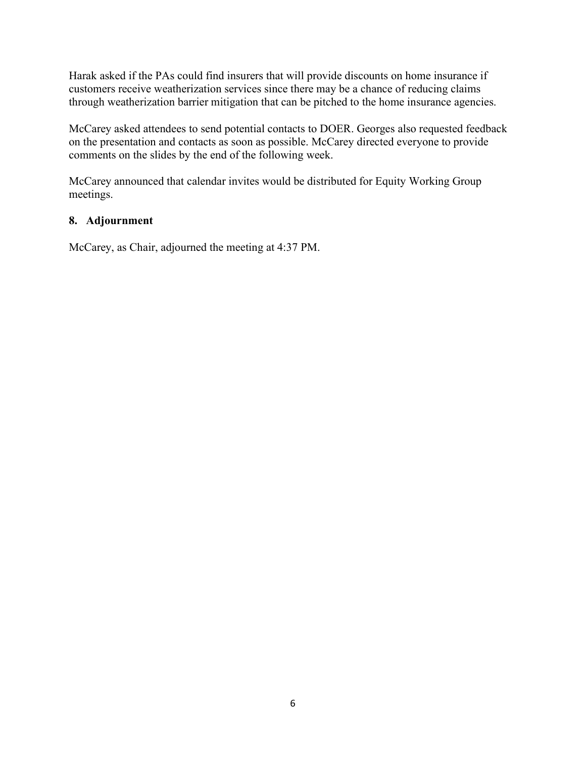Harak asked if the PAs could find insurers that will provide discounts on home insurance if customers receive weatherization services since there may be a chance of reducing claims through weatherization barrier mitigation that can be pitched to the home insurance agencies.

McCarey asked attendees to send potential contacts to DOER. Georges also requested feedback on the presentation and contacts as soon as possible. McCarey directed everyone to provide comments on the slides by the end of the following week.

McCarey announced that calendar invites would be distributed for Equity Working Group meetings.

## 8. Adjournment

McCarey, as Chair, adjourned the meeting at 4:37 PM.